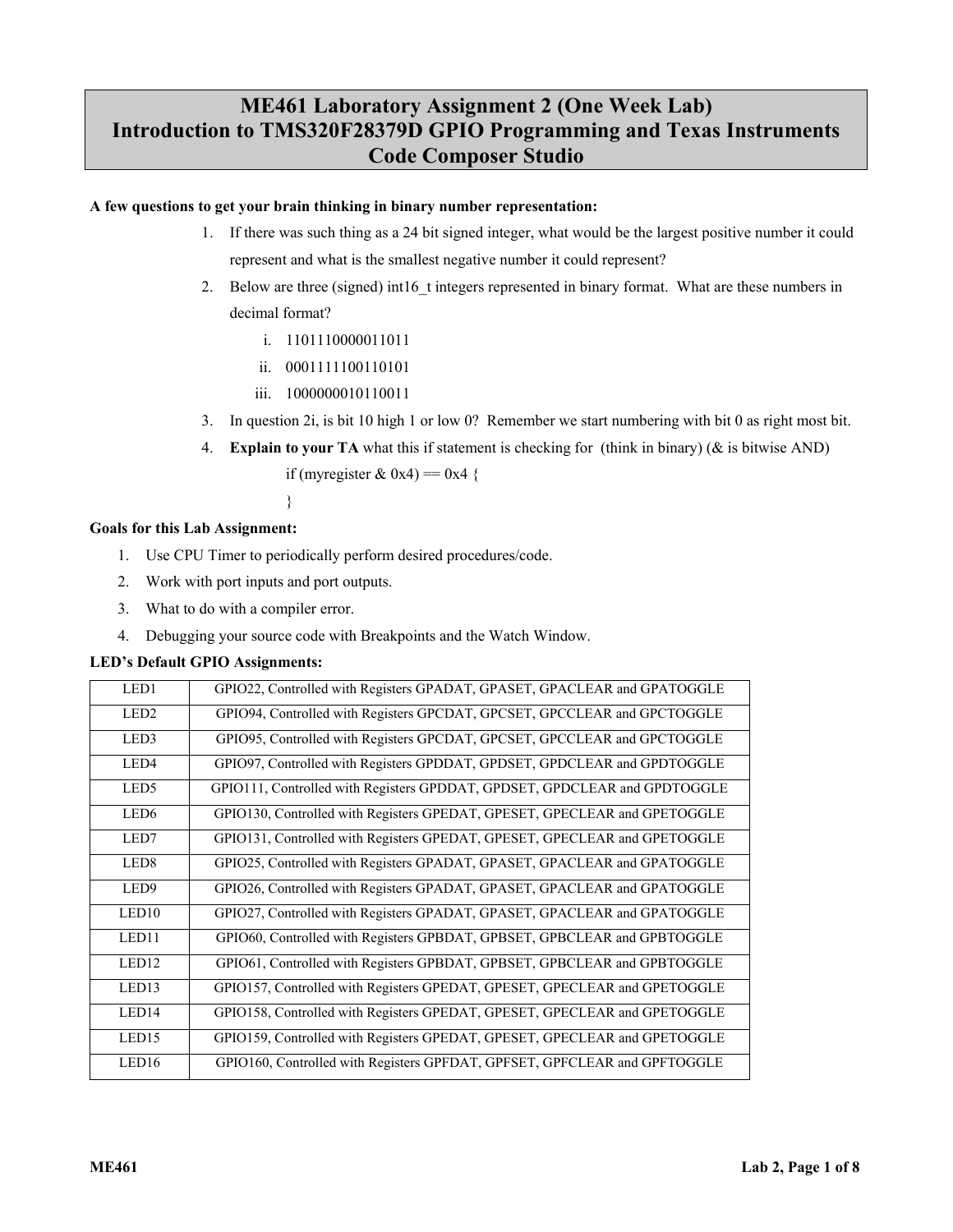# ME461 Laboratory Assignment 2 (One Week Lab)
# Introduction to TMS320F28379D GPIO Programming and Texas Instruments Code Composer Studio

**A few questions to get your brain thinking in binary number representation:**

1. If there was such thing as a 24 bit signed integer, what would be the largest positive number it could represent and what is the smallest negative number it could represent?
2. Below are three (signed) int16_t integers represented in binary format. What are these numbers in decimal format?
   1. 1101110000011011
   2. 0001111100110101
   3. 1000000010110011
3. In question 2i, is bit 10 high 1 or low 0? Remember we start numbering with bit 0 as right most bit.
4. **Explain to your TA** what this if statement is checking for (think in binary) (& is bitwise AND)

```
if (myregister & 0x4) == 0x4 {
}
```

**Goals for this Lab Assignment:**

1. Use CPU Timer to periodically perform desired procedures/code.
2. Work with port inputs and port outputs.
3. What to do with a compiler error.
4. Debugging your source code with Breakpoints and the Watch Window.

**LED's Default GPIO Assignments:**

| | |
|---|---|
| LED1 | GPIO22, Controlled with Registers GPADAT, GPASET, GPACLEAR and GPATOGGLE |
| LED2 | GPIO94, Controlled with Registers GPCDAT, GPCSET, GPCCLEAR and GPCTOGGLE |
| LED3 | GPIO95, Controlled with Registers GPCDAT, GPCSET, GPCCLEAR and GPCTOGGLE |
| LED4 | GPIO97, Controlled with Registers GPDDAT, GPDSET, GPDCLEAR and GPDTOGGLE |
| LED5 | GPIO111, Controlled with Registers GPDDAT, GPDSET, GPDCLEAR and GPDTOGGLE |
| LED6 | GPIO130, Controlled with Registers GPEDAT, GPESET, GPECLEAR and GPETOGGLE |
| LED7 | GPIO131, Controlled with Registers GPEDAT, GPESET, GPECLEAR and GPETOGGLE |
| LED8 | GPIO25, Controlled with Registers GPADAT, GPASET, GPACLEAR and GPATOGGLE |
| LED9 | GPIO26, Controlled with Registers GPADAT, GPASET, GPACLEAR and GPATOGGLE |
| LED10 | GPIO27, Controlled with Registers GPADAT, GPASET, GPACLEAR and GPATOGGLE |
| LED11 | GPIO60, Controlled with Registers GPBDAT, GPBSET, GPBCLEAR and GPBTOGGLE |
| LED12 | GPIO61, Controlled with Registers GPBDAT, GPBSET, GPBCLEAR and GPBTOGGLE |
| LED13 | GPIO157, Controlled with Registers GPEDAT, GPESET, GPECLEAR and GPETOGGLE |
| LED14 | GPIO158, Controlled with Registers GPEDAT, GPESET, GPECLEAR and GPETOGGLE |
| LED15 | GPIO159, Controlled with Registers GPEDAT, GPESET, GPECLEAR and GPETOGGLE |
| LED16 | GPIO160, Controlled with Registers GPFDAT, GPFSET, GPFCLEAR and GPFTOGGLE |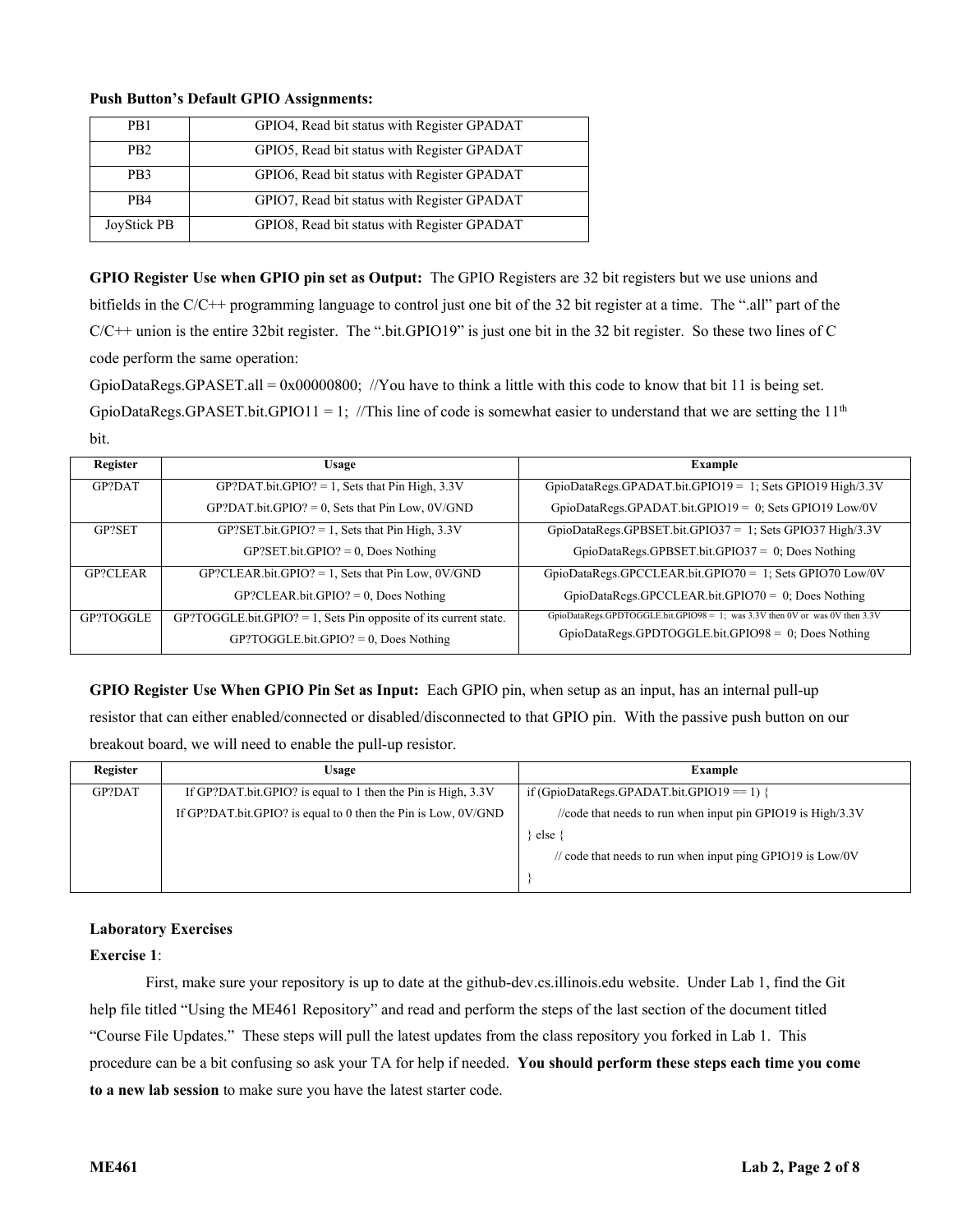**Push Button's Default GPIO Assignments:**

| | |
|---|---|
| PB1 | GPIO4, Read bit status with Register GPADAT |
| PB2 | GPIO5, Read bit status with Register GPADAT |
| PB3 | GPIO6, Read bit status with Register GPADAT |
| PB4 | GPIO7, Read bit status with Register GPADAT |
| JoyStick PB | GPIO8, Read bit status with Register GPADAT |

**GPIO Register Use when GPIO pin set as Output:** The GPIO Registers are 32 bit registers but we use unions and bitfields in the C/C++ programming language to control just one bit of the 32 bit register at a time. The ".all" part of the C/C++ union is the entire 32bit register. The ".bit.GPIO19" is just one bit in the 32 bit register. So these two lines of C code perform the same operation:

GpioDataRegs.GPASET.all = 0x00000800; //You have to think a little with this code to know that bit 11 is being set.

GpioDataRegs.GPASET.bit.GPIO11 = 1; //This line of code is somewhat easier to understand that we are setting the 11th bit.

| Register | Usage | Example |
|---|---|---|
| GP?DAT | GP?DAT.bit.GPIO? = 1, Sets that Pin High, 3.3V<br>GP?DAT.bit.GPIO? = 0, Sets that Pin Low, 0V/GND | GpioDataRegs.GPADAT.bit.GPIO19 = 1; Sets GPIO19 High/3.3V<br>GpioDataRegs.GPADAT.bit.GPIO19 = 0; Sets GPIO19 Low/0V |
| GP?SET | GP?SET.bit.GPIO? = 1, Sets that Pin High, 3.3V<br>GP?SET.bit.GPIO? = 0, Does Nothing | GpioDataRegs.GPBSET.bit.GPIO37 = 1; Sets GPIO37 High/3.3V<br>GpioDataRegs.GPBSET.bit.GPIO37 = 0; Does Nothing |
| GP?CLEAR | GP?CLEAR.bit.GPIO? = 1, Sets that Pin Low, 0V/GND<br>GP?CLEAR.bit.GPIO? = 0, Does Nothing | GpioDataRegs.GPCCLEAR.bit.GPIO70 = 1; Sets GPIO70 Low/0V<br>GpioDataRegs.GPCCLEAR.bit.GPIO70 = 0; Does Nothing |
| GP?TOGGLE | GP?TOGGLE.bit.GPIO? = 1, Sets Pin opposite of its current state.<br>GP?TOGGLE.bit.GPIO? = 0, Does Nothing | GpioDataRegs.GPDTOGGLE.bit.GPIO98 = 1; was 3.3V then 0V or was 0V then 3.3V<br>GpioDataRegs.GPDTOGGLE.bit.GPIO98 = 0; Does Nothing |

**GPIO Register Use When GPIO Pin Set as Input:** Each GPIO pin, when setup as an input, has an internal pull-up resistor that can either enabled/connected or disabled/disconnected to that GPIO pin. With the passive push button on our breakout board, we will need to enable the pull-up resistor.

| Register | Usage | Example |
|---|---|---|
| GP?DAT | If GP?DAT.bit.GPIO? is equal to 1 then the Pin is High, 3.3V<br>If GP?DAT.bit.GPIO? is equal to 0 then the Pin is Low, 0V/GND | if (GpioDataRegs.GPADAT.bit.GPIO19 == 1) {<br>//code that needs to run when input pin GPIO19 is High/3.3V<br>} else {<br>// code that needs to run when input ping GPIO19 is Low/0V<br>} |

**Laboratory Exercises**

**Exercise 1**:

First, make sure your repository is up to date at the github-dev.cs.illinois.edu website. Under Lab 1, find the Git help file titled "Using the ME461 Repository" and read and perform the steps of the last section of the document titled "Course File Updates." These steps will pull the latest updates from the class repository you forked in Lab 1. This procedure can be a bit confusing so ask your TA for help if needed. **You should perform these steps each time you come to a new lab session** to make sure you have the latest starter code.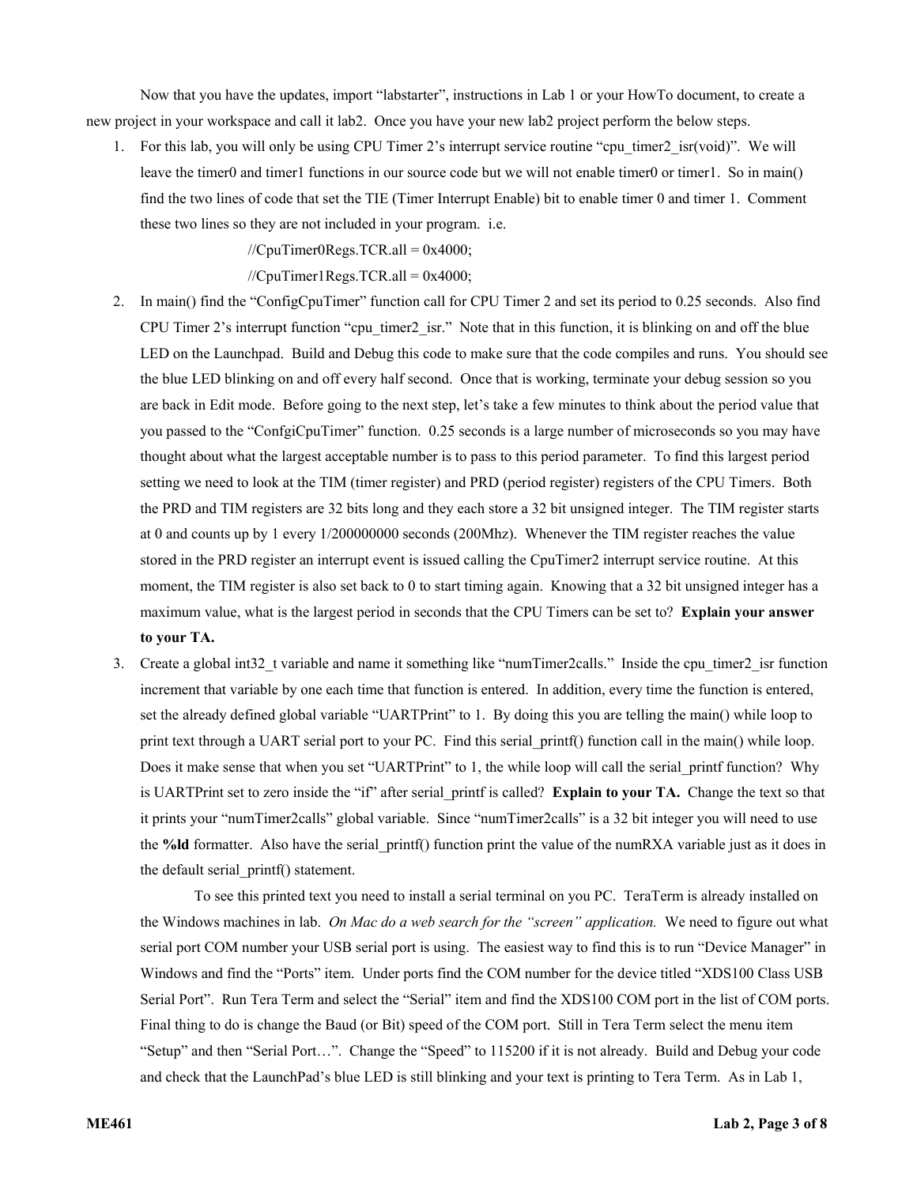Now that you have the updates, import "labstarter", instructions in Lab 1 or your HowTo document, to create a new project in your workspace and call it lab2. Once you have your new lab2 project perform the below steps.

1. For this lab, you will only be using CPU Timer 2's interrupt service routine "cpu_timer2_isr(void)". We will leave the timer0 and timer1 functions in our source code but we will not enable timer0 or timer1. So in main() find the two lines of code that set the TIE (Timer Interrupt Enable) bit to enable timer 0 and timer 1. Comment these two lines so they are not included in your program. i.e.

   ```
   //CpuTimer0Regs.TCR.all = 0x4000;
   //CpuTimer1Regs.TCR.all = 0x4000;
   ```

2. In main() find the "ConfigCpuTimer" function call for CPU Timer 2 and set its period to 0.25 seconds. Also find CPU Timer 2's interrupt function "cpu_timer2_isr." Note that in this function, it is blinking on and off the blue LED on the Launchpad. Build and Debug this code to make sure that the code compiles and runs. You should see the blue LED blinking on and off every half second. Once that is working, terminate your debug session so you are back in Edit mode. Before going to the next step, let's take a few minutes to think about the period value that you passed to the "ConfgiCpuTimer" function. 0.25 seconds is a large number of microseconds so you may have thought about what the largest acceptable number is to pass to this period parameter. To find this largest period setting we need to look at the TIM (timer register) and PRD (period register) registers of the CPU Timers. Both the PRD and TIM registers are 32 bits long and they each store a 32 bit unsigned integer. The TIM register starts at 0 and counts up by 1 every 1/200000000 seconds (200Mhz). Whenever the TIM register reaches the value stored in the PRD register an interrupt event is issued calling the CpuTimer2 interrupt service routine. At this moment, the TIM register is also set back to 0 to start timing again. Knowing that a 32 bit unsigned integer has a maximum value, what is the largest period in seconds that the CPU Timers can be set to? **Explain your answer to your TA.**

3. Create a global int32_t variable and name it something like "numTimer2calls." Inside the cpu_timer2_isr function increment that variable by one each time that function is entered. In addition, every time the function is entered, set the already defined global variable "UARTPrint" to 1. By doing this you are telling the main() while loop to print text through a UART serial port to your PC. Find this serial_printf() function call in the main() while loop. Does it make sense that when you set "UARTPrint" to 1, the while loop will call the serial_printf function? Why is UARTPrint set to zero inside the "if" after serial_printf is called? **Explain to your TA.** Change the text so that it prints your "numTimer2calls" global variable. Since "numTimer2calls" is a 32 bit integer you will need to use the **%ld** formatter. Also have the serial_printf() function print the value of the numRXA variable just as it does in the default serial_printf() statement.

   To see this printed text you need to install a serial terminal on you PC. TeraTerm is already installed on the Windows machines in lab. *On Mac do a web search for the "screen" application.* We need to figure out what serial port COM number your USB serial port is using. The easiest way to find this is to run "Device Manager" in Windows and find the "Ports" item. Under ports find the COM number for the device titled "XDS100 Class USB Serial Port". Run Tera Term and select the "Serial" item and find the XDS100 COM port in the list of COM ports. Final thing to do is change the Baud (or Bit) speed of the COM port. Still in Tera Term select the menu item "Setup" and then "Serial Port…". Change the "Speed" to 115200 if it is not already. Build and Debug your code and check that the LaunchPad's blue LED is still blinking and your text is printing to Tera Term. As in Lab 1,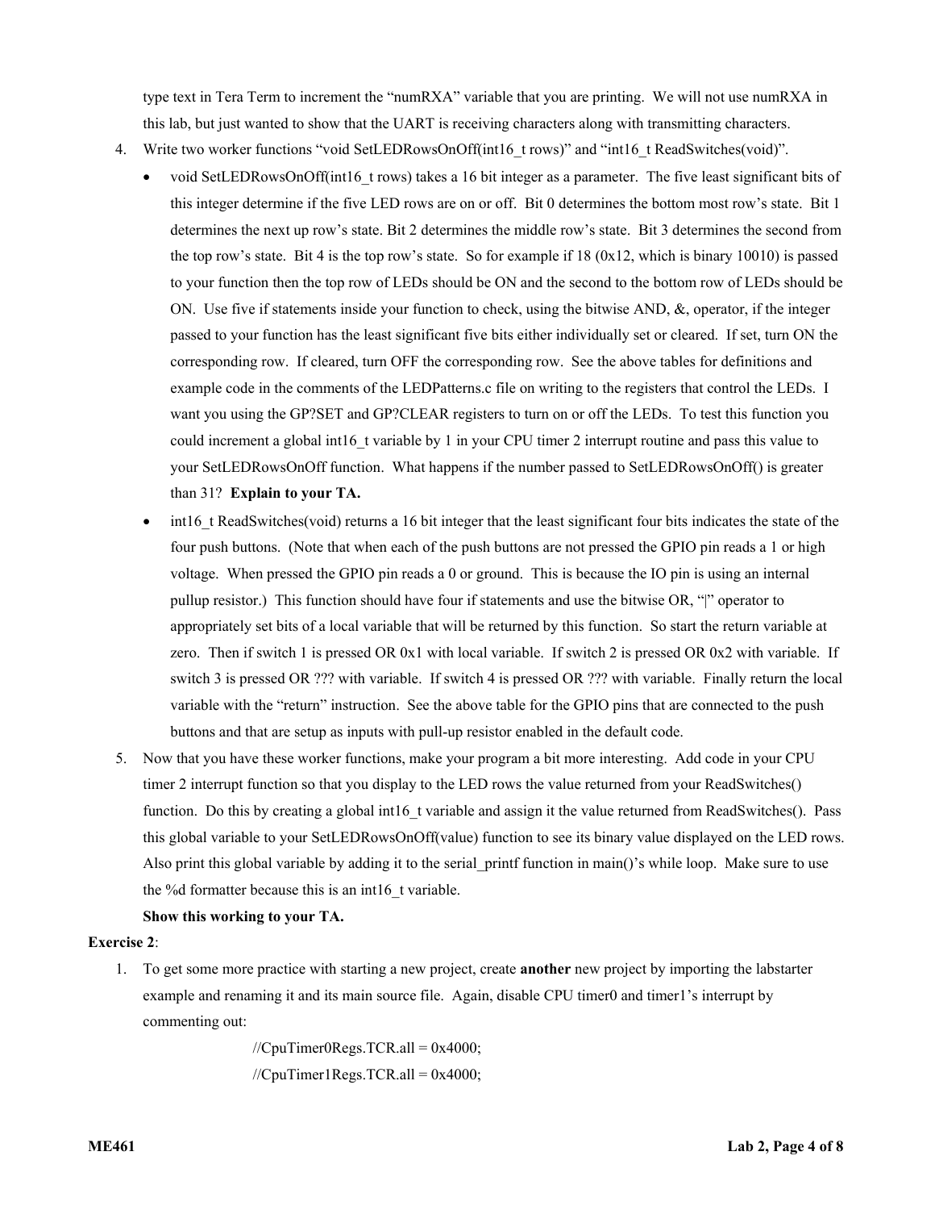type text in Tera Term to increment the "numRXA" variable that you are printing. We will not use numRXA in this lab, but just wanted to show that the UART is receiving characters along with transmitting characters.

4. Write two worker functions "void SetLEDRowsOnOff(int16_t rows)" and "int16_t ReadSwitches(void)".
   - void SetLEDRowsOnOff(int16_t rows) takes a 16 bit integer as a parameter. The five least significant bits of this integer determine if the five LED rows are on or off. Bit 0 determines the bottom most row's state. Bit 1 determines the next up row's state. Bit 2 determines the middle row's state. Bit 3 determines the second from the top row's state. Bit 4 is the top row's state. So for example if 18 (0x12, which is binary 10010) is passed to your function then the top row of LEDs should be ON and the second to the bottom row of LEDs should be ON. Use five if statements inside your function to check, using the bitwise AND, &, operator, if the integer passed to your function has the least significant five bits either individually set or cleared. If set, turn ON the corresponding row. If cleared, turn OFF the corresponding row. See the above tables for definitions and example code in the comments of the LEDPatterns.c file on writing to the registers that control the LEDs. I want you using the GP?SET and GP?CLEAR registers to turn on or off the LEDs. To test this function you could increment a global int16_t variable by 1 in your CPU timer 2 interrupt routine and pass this value to your SetLEDRowsOnOff function. What happens if the number passed to SetLEDRowsOnOff() is greater than 31? **Explain to your TA.**
   - int16_t ReadSwitches(void) returns a 16 bit integer that the least significant four bits indicates the state of the four push buttons. (Note that when each of the push buttons are not pressed the GPIO pin reads a 1 or high voltage. When pressed the GPIO pin reads a 0 or ground. This is because the IO pin is using an internal pullup resistor.) This function should have four if statements and use the bitwise OR, "|" operator to appropriately set bits of a local variable that will be returned by this function. So start the return variable at zero. Then if switch 1 is pressed OR 0x1 with local variable. If switch 2 is pressed OR 0x2 with variable. If switch 3 is pressed OR ??? with variable. If switch 4 is pressed OR ??? with variable. Finally return the local variable with the "return" instruction. See the above table for the GPIO pins that are connected to the push buttons and that are setup as inputs with pull-up resistor enabled in the default code.
5. Now that you have these worker functions, make your program a bit more interesting. Add code in your CPU timer 2 interrupt function so that you display to the LED rows the value returned from your ReadSwitches() function. Do this by creating a global int16_t variable and assign it the value returned from ReadSwitches(). Pass this global variable to your SetLEDRowsOnOff(value) function to see its binary value displayed on the LED rows. Also print this global variable by adding it to the serial_printf function in main()'s while loop. Make sure to use the %d formatter because this is an int16_t variable.

   **Show this working to your TA.**

**Exercise 2**:

1. To get some more practice with starting a new project, create **another** new project by importing the labstarter example and renaming it and its main source file. Again, disable CPU timer0 and timer1's interrupt by commenting out:

```
//CpuTimer0Regs.TCR.all = 0x4000;
//CpuTimer1Regs.TCR.all = 0x4000;
```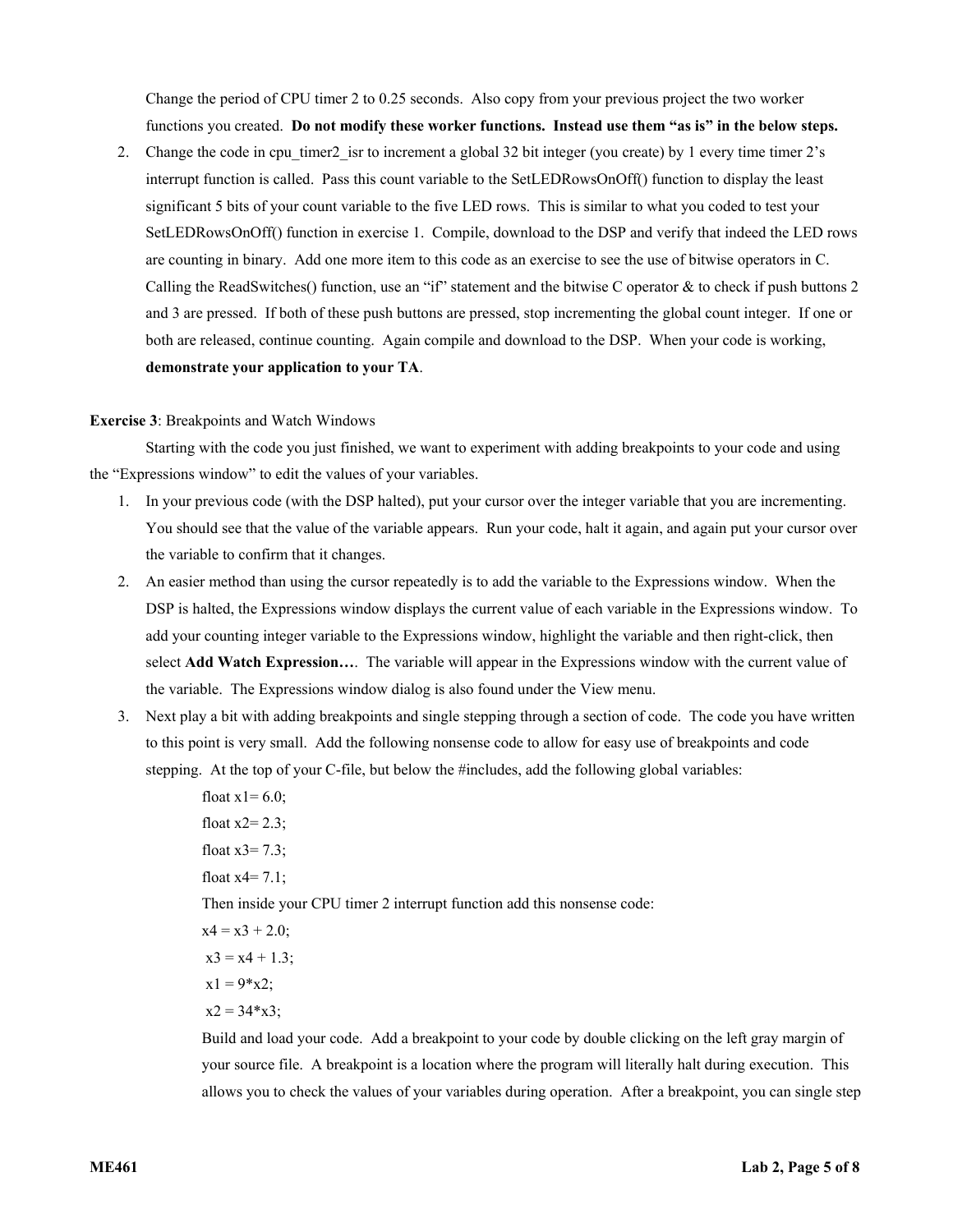Change the period of CPU timer 2 to 0.25 seconds. Also copy from your previous project the two worker functions you created. **Do not modify these worker functions. Instead use them "as is" in the below steps.**

2. Change the code in cpu_timer2_isr to increment a global 32 bit integer (you create) by 1 every time timer 2's interrupt function is called. Pass this count variable to the SetLEDRowsOnOff() function to display the least significant 5 bits of your count variable to the five LED rows. This is similar to what you coded to test your SetLEDRowsOnOff() function in exercise 1. Compile, download to the DSP and verify that indeed the LED rows are counting in binary. Add one more item to this code as an exercise to see the use of bitwise operators in C. Calling the ReadSwitches() function, use an "if" statement and the bitwise C operator & to check if push buttons 2 and 3 are pressed. If both of these push buttons are pressed, stop incrementing the global count integer. If one or both are released, continue counting. Again compile and download to the DSP. When your code is working, **demonstrate your application to your TA**.

**Exercise 3**: Breakpoints and Watch Windows

Starting with the code you just finished, we want to experiment with adding breakpoints to your code and using the "Expressions window" to edit the values of your variables.

1. In your previous code (with the DSP halted), put your cursor over the integer variable that you are incrementing. You should see that the value of the variable appears. Run your code, halt it again, and again put your cursor over the variable to confirm that it changes.
2. An easier method than using the cursor repeatedly is to add the variable to the Expressions window. When the DSP is halted, the Expressions window displays the current value of each variable in the Expressions window. To add your counting integer variable to the Expressions window, highlight the variable and then right-click, then select **Add Watch Expression…**. The variable will appear in the Expressions window with the current value of the variable. The Expressions window dialog is also found under the View menu.
3. Next play a bit with adding breakpoints and single stepping through a section of code. The code you have written to this point is very small. Add the following nonsense code to allow for easy use of breakpoints and code stepping. At the top of your C-file, but below the #includes, add the following global variables:

   ```
   float x1= 6.0;
   float x2= 2.3;
   float x3= 7.3;
   float x4= 7.1;
   ```

   Then inside your CPU timer 2 interrupt function add this nonsense code:

   ```
   x4 = x3 + 2.0;
    x3 = x4 + 1.3;
    x1 = 9*x2;
    x2 = 34*x3;
   ```

   Build and load your code. Add a breakpoint to your code by double clicking on the left gray margin of your source file. A breakpoint is a location where the program will literally halt during execution. This allows you to check the values of your variables during operation. After a breakpoint, you can single step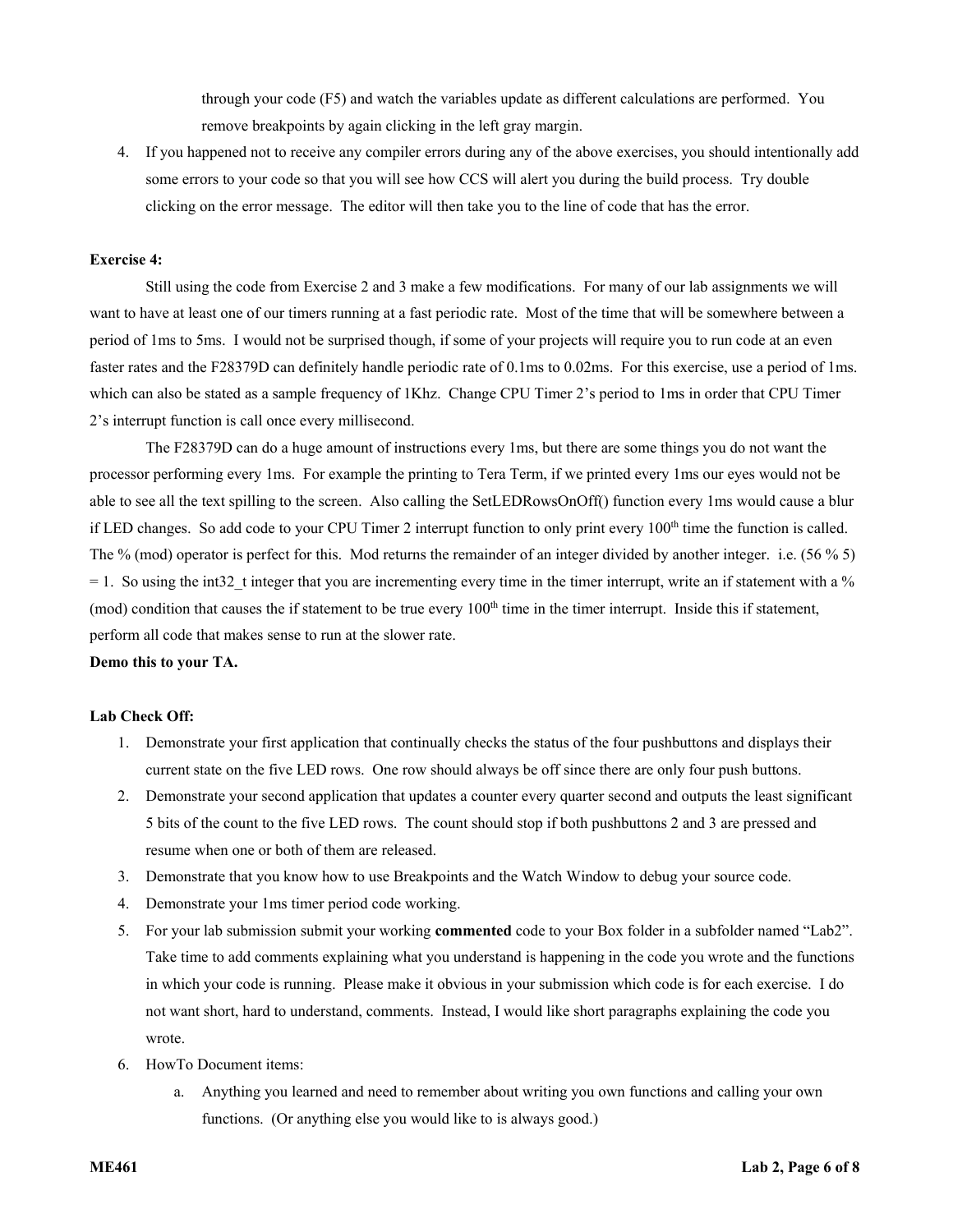through your code (F5) and watch the variables update as different calculations are performed. You remove breakpoints by again clicking in the left gray margin.

4. If you happened not to receive any compiler errors during any of the above exercises, you should intentionally add some errors to your code so that you will see how CCS will alert you during the build process. Try double clicking on the error message. The editor will then take you to the line of code that has the error.

**Exercise 4:**

Still using the code from Exercise 2 and 3 make a few modifications. For many of our lab assignments we will want to have at least one of our timers running at a fast periodic rate. Most of the time that will be somewhere between a period of 1ms to 5ms. I would not be surprised though, if some of your projects will require you to run code at an even faster rates and the F28379D can definitely handle periodic rate of 0.1ms to 0.02ms. For this exercise, use a period of 1ms. which can also be stated as a sample frequency of 1Khz. Change CPU Timer 2's period to 1ms in order that CPU Timer 2's interrupt function is call once every millisecond.

The F28379D can do a huge amount of instructions every 1ms, but there are some things you do not want the processor performing every 1ms. For example the printing to Tera Term, if we printed every 1ms our eyes would not be able to see all the text spilling to the screen. Also calling the SetLEDRowsOnOff() function every 1ms would cause a blur if LED changes. So add code to your CPU Timer 2 interrupt function to only print every 100th time the function is called. The % (mod) operator is perfect for this. Mod returns the remainder of an integer divided by another integer. i.e. (56 % 5) = 1. So using the int32_t integer that you are incrementing every time in the timer interrupt, write an if statement with a % (mod) condition that causes the if statement to be true every 100th time in the timer interrupt. Inside this if statement, perform all code that makes sense to run at the slower rate.

**Demo this to your TA.**

**Lab Check Off:**

1. Demonstrate your first application that continually checks the status of the four pushbuttons and displays their current state on the five LED rows. One row should always be off since there are only four push buttons.
2. Demonstrate your second application that updates a counter every quarter second and outputs the least significant 5 bits of the count to the five LED rows. The count should stop if both pushbuttons 2 and 3 are pressed and resume when one or both of them are released.
3. Demonstrate that you know how to use Breakpoints and the Watch Window to debug your source code.
4. Demonstrate your 1ms timer period code working.
5. For your lab submission submit your working **commented** code to your Box folder in a subfolder named "Lab2". Take time to add comments explaining what you understand is happening in the code you wrote and the functions in which your code is running. Please make it obvious in your submission which code is for each exercise. I do not want short, hard to understand, comments. Instead, I would like short paragraphs explaining the code you wrote.
6. HowTo Document items:
   a. Anything you learned and need to remember about writing you own functions and calling your own functions. (Or anything else you would like to is always good.)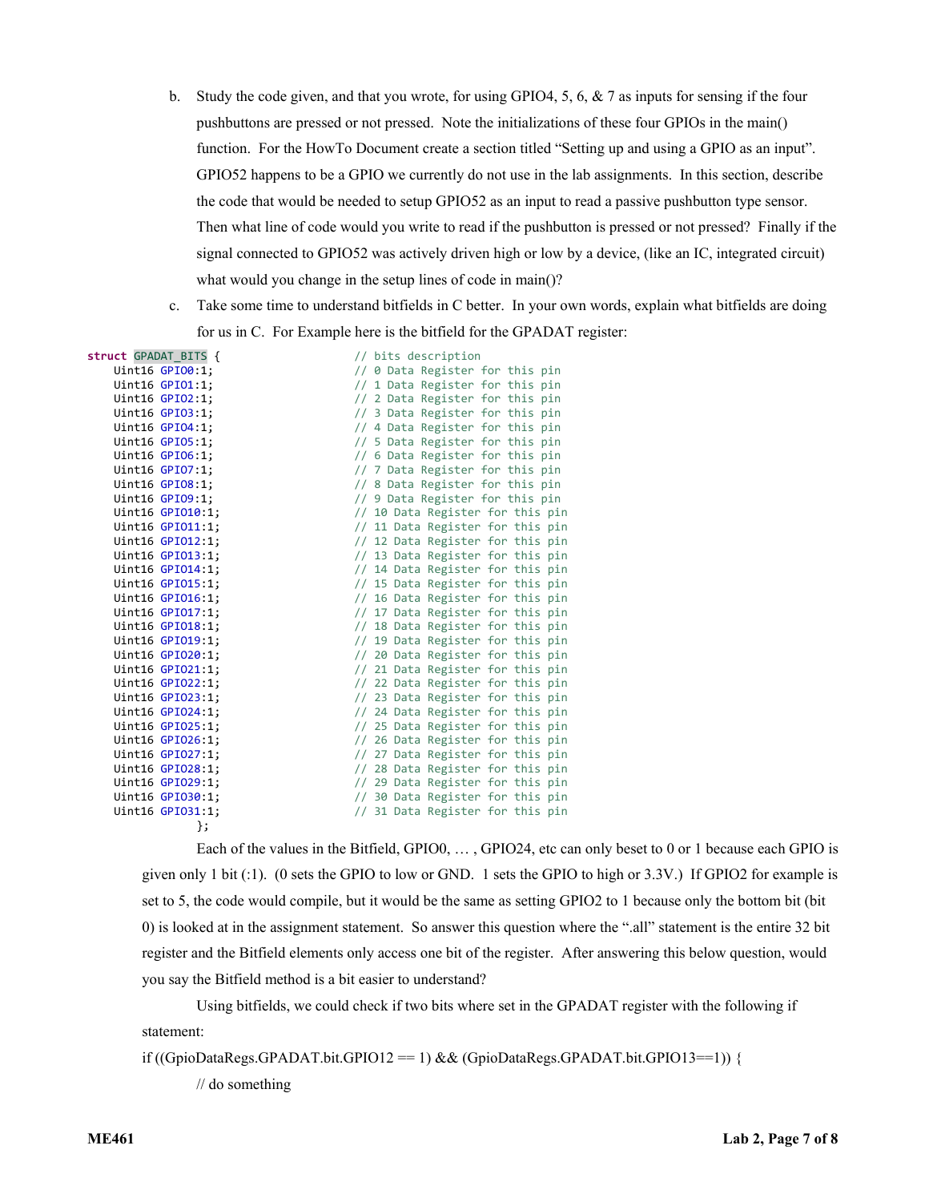b. Study the code given, and that you wrote, for using GPIO4, 5, 6, & 7 as inputs for sensing if the four pushbuttons are pressed or not pressed. Note the initializations of these four GPIOs in the main() function. For the HowTo Document create a section titled "Setting up and using a GPIO as an input". GPIO52 happens to be a GPIO we currently do not use in the lab assignments. In this section, describe the code that would be needed to setup GPIO52 as an input to read a passive pushbutton type sensor. Then what line of code would you write to read if the pushbutton is pressed or not pressed? Finally if the signal connected to GPIO52 was actively driven high or low by a device, (like an IC, integrated circuit) what would you change in the setup lines of code in main()?

c. Take some time to understand bitfields in C better. In your own words, explain what bitfields are doing for us in C. For Example here is the bitfield for the GPADAT register:

```
struct GPADAT_BITS {                    // bits description
    Uint16 GPIO0:1;                     // 0 Data Register for this pin
    Uint16 GPIO1:1;                     // 1 Data Register for this pin
    Uint16 GPIO2:1;                     // 2 Data Register for this pin
    Uint16 GPIO3:1;                     // 3 Data Register for this pin
    Uint16 GPIO4:1;                     // 4 Data Register for this pin
    Uint16 GPIO5:1;                     // 5 Data Register for this pin
    Uint16 GPIO6:1;                     // 6 Data Register for this pin
    Uint16 GPIO7:1;                     // 7 Data Register for this pin
    Uint16 GPIO8:1;                     // 8 Data Register for this pin
    Uint16 GPIO9:1;                     // 9 Data Register for this pin
    Uint16 GPIO10:1;                    // 10 Data Register for this pin
    Uint16 GPIO11:1;                    // 11 Data Register for this pin
    Uint16 GPIO12:1;                    // 12 Data Register for this pin
    Uint16 GPIO13:1;                    // 13 Data Register for this pin
    Uint16 GPIO14:1;                    // 14 Data Register for this pin
    Uint16 GPIO15:1;                    // 15 Data Register for this pin
    Uint16 GPIO16:1;                    // 16 Data Register for this pin
    Uint16 GPIO17:1;                    // 17 Data Register for this pin
    Uint16 GPIO18:1;                    // 18 Data Register for this pin
    Uint16 GPIO19:1;                    // 19 Data Register for this pin
    Uint16 GPIO20:1;                    // 20 Data Register for this pin
    Uint16 GPIO21:1;                    // 21 Data Register for this pin
    Uint16 GPIO22:1;                    // 22 Data Register for this pin
    Uint16 GPIO23:1;                    // 23 Data Register for this pin
    Uint16 GPIO24:1;                    // 24 Data Register for this pin
    Uint16 GPIO25:1;                    // 25 Data Register for this pin
    Uint16 GPIO26:1;                    // 26 Data Register for this pin
    Uint16 GPIO27:1;                    // 27 Data Register for this pin
    Uint16 GPIO28:1;                    // 28 Data Register for this pin
    Uint16 GPIO29:1;                    // 29 Data Register for this pin
    Uint16 GPIO30:1;                    // 30 Data Register for this pin
    Uint16 GPIO31:1;                    // 31 Data Register for this pin
};
```

Each of the values in the Bitfield, GPIO0, … , GPIO24, etc can only beset to 0 or 1 because each GPIO is given only 1 bit (:1). (0 sets the GPIO to low or GND. 1 sets the GPIO to high or 3.3V.) If GPIO2 for example is set to 5, the code would compile, but it would be the same as setting GPIO2 to 1 because only the bottom bit (bit 0) is looked at in the assignment statement. So answer this question where the ".all" statement is the entire 32 bit register and the Bitfield elements only access one bit of the register. After answering this below question, would you say the Bitfield method is a bit easier to understand?

Using bitfields, we could check if two bits where set in the GPADAT register with the following if statement:

```
if ((GpioDataRegs.GPADAT.bit.GPIO12 == 1) && (GpioDataRegs.GPADAT.bit.GPIO13==1)) {
    // do something
```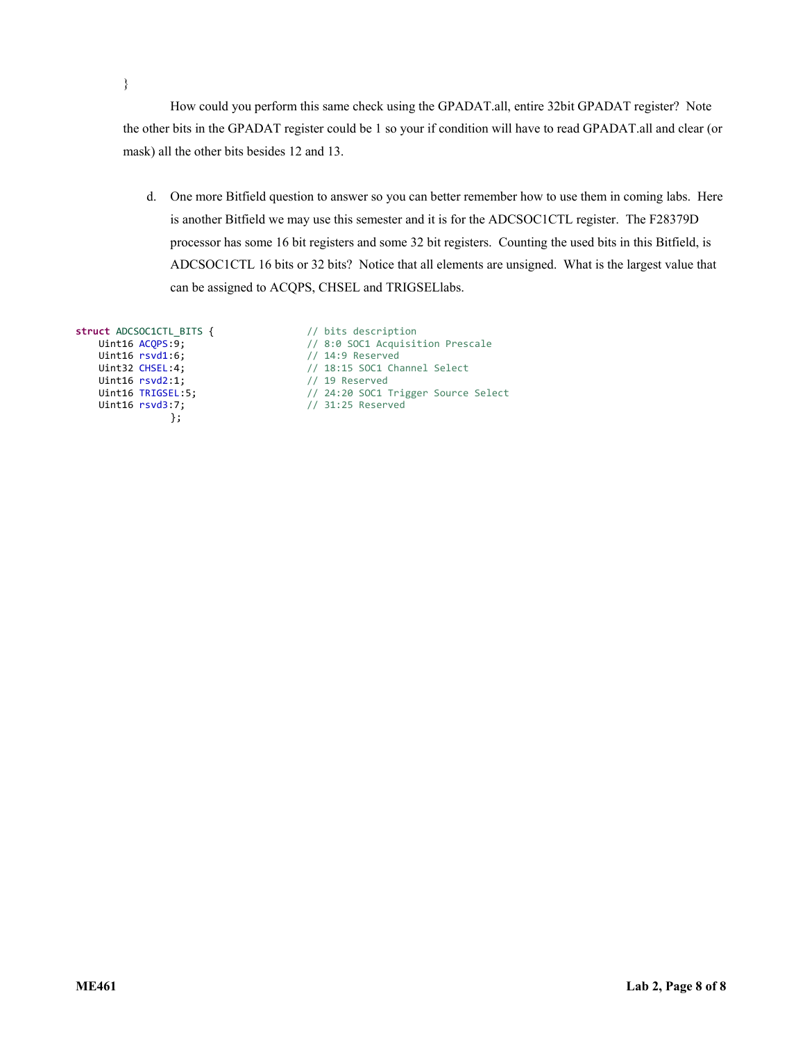}

How could you perform this same check using the GPADAT.all, entire 32bit GPADAT register? Note the other bits in the GPADAT register could be 1 so your if condition will have to read GPADAT.all and clear (or mask) all the other bits besides 12 and 13.

d. One more Bitfield question to answer so you can better remember how to use them in coming labs. Here is another Bitfield we may use this semester and it is for the ADCSOC1CTL register. The F28379D processor has some 16 bit registers and some 32 bit registers. Counting the used bits in this Bitfield, is ADCSOC1CTL 16 bits or 32 bits? Notice that all elements are unsigned. What is the largest value that can be assigned to ACQPS, CHSEL and TRIGSELlabs.

```
struct ADCSOC1CTL_BITS {                // bits description
    Uint16 ACQPS:9;                     // 8:0 SOC1 Acquisition Prescale
    Uint16 rsvd1:6;                     // 14:9 Reserved
    Uint32 CHSEL:4;                     // 18:15 SOC1 Channel Select
    Uint16 rsvd2:1;                     // 19 Reserved
    Uint16 TRIGSEL:5;                   // 24:20 SOC1 Trigger Source Select
    Uint16 rsvd3:7;                     // 31:25 Reserved
            };
```